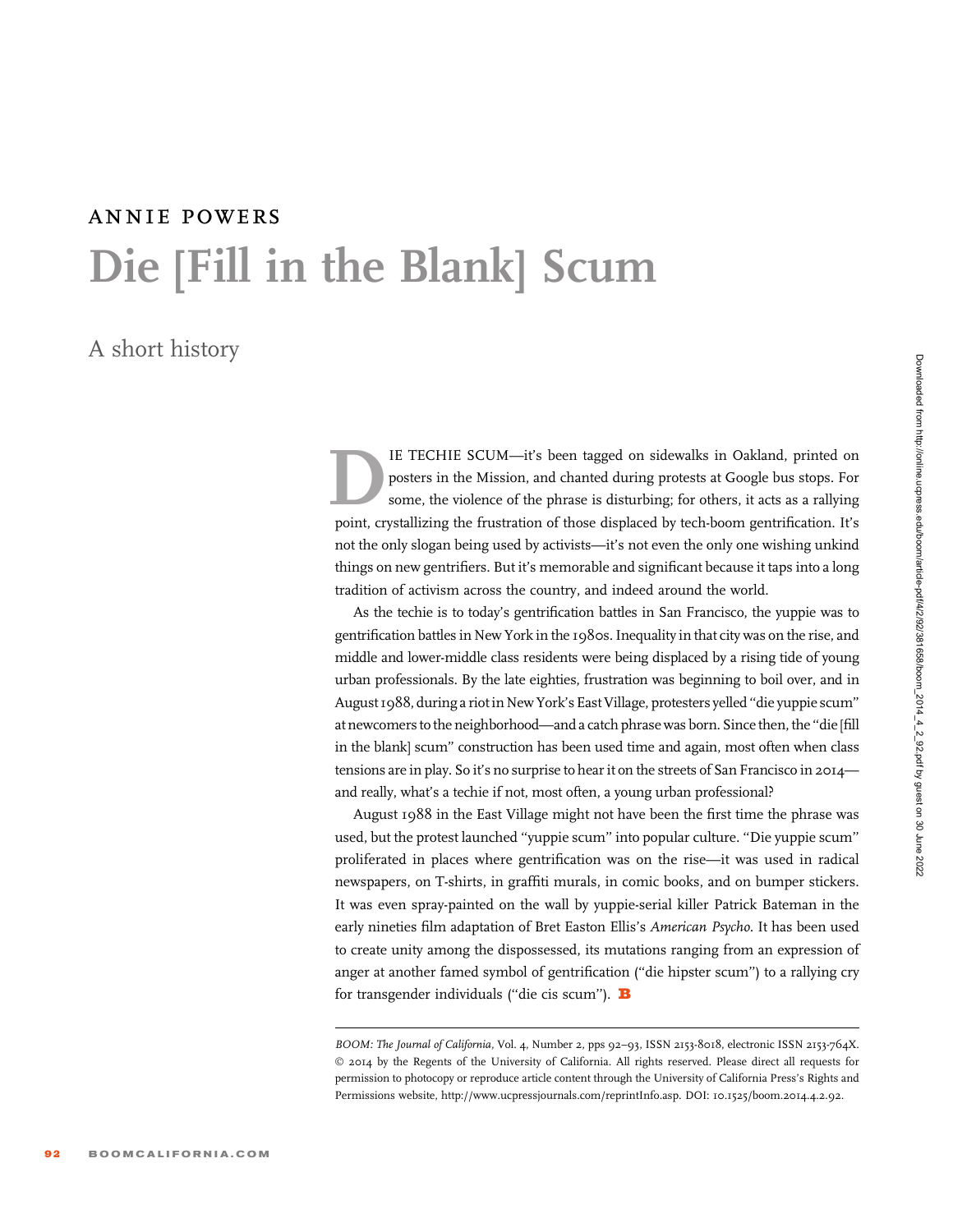ANNIE POWERS

# Die [Fill in the Blank] Scum

## A short history

DIE TECHIE SCUM—it's been tagged on sidewalks in Oakland, printed on posters in the Mission, and chanted during protests at Google bus stops. For some, the violence of the phrase is disturbing; for others, it acts as a rallying point, crystallizing the frustration of those displaced by tech-boom gentrification. It's not the only slogan being used by activists—it's not even the only one wishing unkind things on new gentrifiers. But it's memorable and significant because it taps into a long tradition of activism across the country, and indeed around the world.

As the techie is to today's gentrification battles in San Francisco, the yuppie was to gentrification battles in New York in the 1980s. Inequality in that city was on the rise, and middle and lower-middle class residents were being displaced by a rising tide of young urban professionals. By the late eighties, frustration was beginning to boil over, and in August 1988, during a riot in New York's East Village, protesters yelled "die yuppie scum" at newcomers to the neighborhood—and a catch phrase was born. Since then, the "die [fill in the blank] scum" construction has been used time and again, most often when class tensions are in play. So it's no surprise to hear it on the streets of San Francisco in 2014—and really, what's a techie if not, most often, a young urban professional?

August 1988 in the East Village might not have been the first time the phrase was used, but the protest launched "yuppie scum" into popular culture. "Die yuppie scum" proliferated in places where gentrification was on the rise—it was used in radical newspapers, on T-shirts, in graffiti murals, in comic books, and on bumper stickers. It was even spray-painted on the wall by yuppie-serial killer Patrick Bateman in the early nineties film adaptation of Bret Easton Ellis's *American Psycho*. It has been used to create unity among the dispossessed, its mutations ranging from an expression of anger at another famed symbol of gentrification ("die hipster scum") to a rallying cry for transgender individuals ("die cis scum"). **B**

---

*BOOM: The Journal of California*, Vol. 4, Number 2, pps 92–93, ISSN 2153-8018, electronic ISSN 2153-764X. © 2014 by the Regents of the University of California. All rights reserved. Please direct all requests for permission to photocopy or reproduce article content through the University of California Press's Rights and Permissions website, http://www.ucpressjournals.com/reprintInfo.asp. DOI: 10.1525/boom.2014.4.2.92.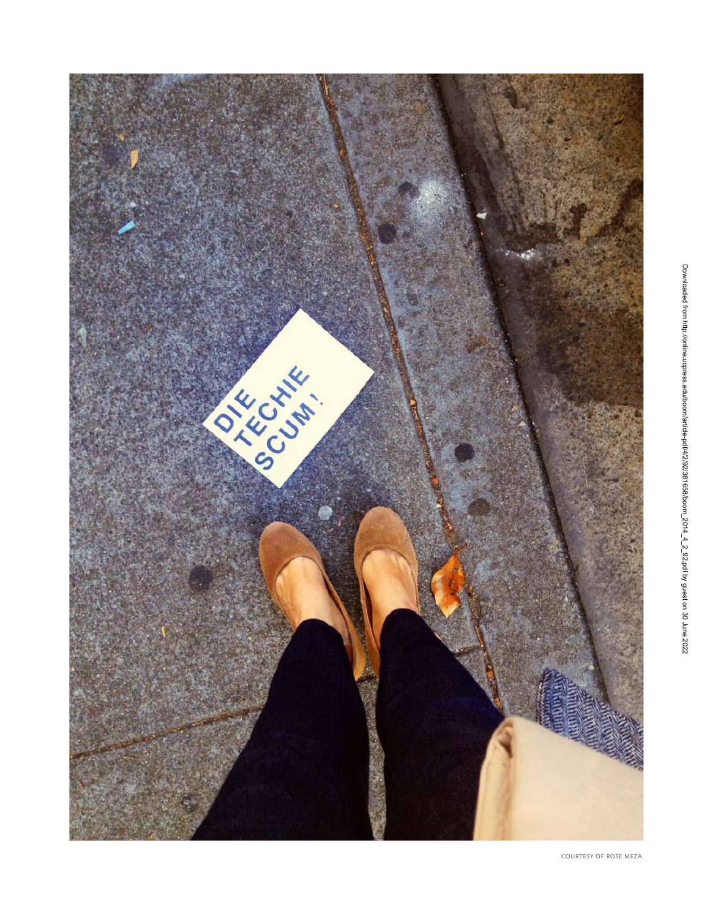COURTESY OF ROSE MEZA.